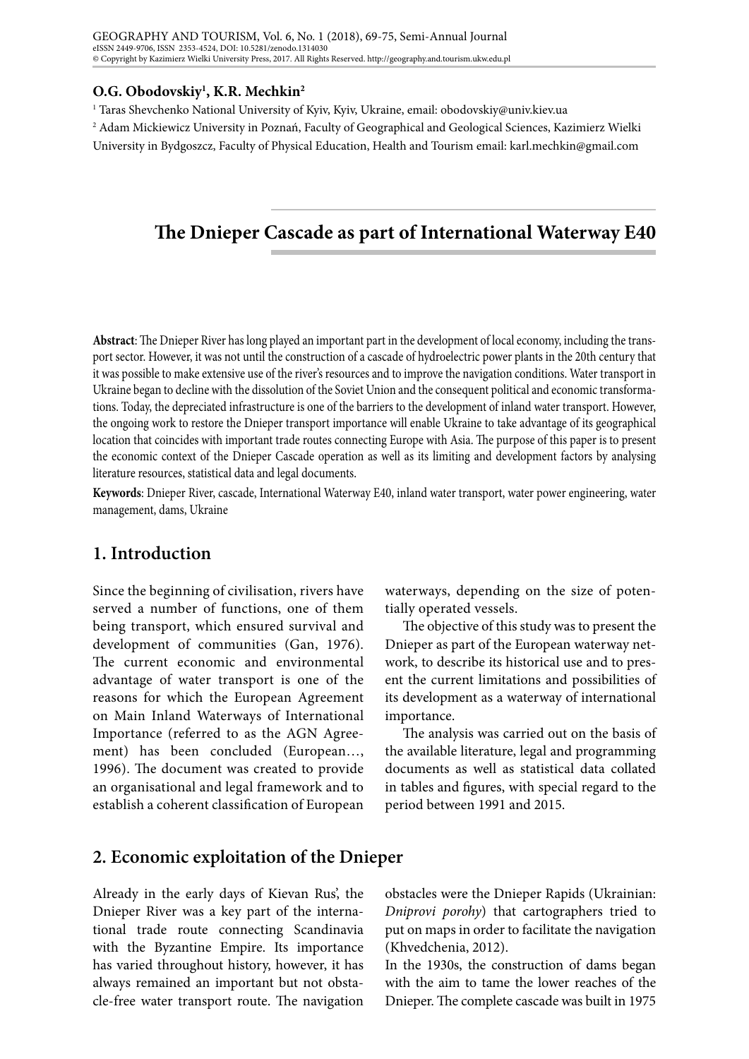**O.G. Obodovskiy[1], K.R. Mechkin[2]**

[1] Taras Shevchenko National University of Kyiv, Kyiv, Ukraine, email: obodovskiy@univ.kiev.ua

[2] Adam Mickiewicz University in Poznań, Faculty of Geographical and Geological Sciences, Kazimierz Wielki University in Bydgoszcz, Faculty of Physical Education, Health and Tourism email: karl.mechkin@gmail.com

# The Dnieper Cascade as part of International Waterway E40

**Abstract**: The Dnieper River has long played an important part in the development of local economy, including the transport sector. However, it was not until the construction of a cascade of hydroelectric power plants in the 20th century that it was possible to make extensive use of the river's resources and to improve the navigation conditions. Water transport in Ukraine began to decline with the dissolution of the Soviet Union and the consequent political and economic transformations. Today, the depreciated infrastructure is one of the barriers to the development of inland water transport. However, the ongoing work to restore the Dnieper transport importance will enable Ukraine to take advantage of its geographical location that coincides with important trade routes connecting Europe with Asia. The purpose of this paper is to present the economic context of the Dnieper Cascade operation as well as its limiting and development factors by analysing literature resources, statistical data and legal documents.

**Keywords**: Dnieper River, cascade, International Waterway E40, inland water transport, water power engineering, water management, dams, Ukraine

## 1. Introduction

Since the beginning of civilisation, rivers have served a number of functions, one of them being transport, which ensured survival and development of communities (Gan, 1976). The current economic and environmental advantage of water transport is one of the reasons for which the European Agreement on Main Inland Waterways of International Importance (referred to as the AGN Agreement) has been concluded (European…, 1996). The document was created to provide an organisational and legal framework and to establish a coherent classification of European waterways, depending on the size of potentially operated vessels.

The objective of this study was to present the Dnieper as part of the European waterway network, to describe its historical use and to present the current limitations and possibilities of its development as a waterway of international importance.

The analysis was carried out on the basis of the available literature, legal and programming documents as well as statistical data collated in tables and figures, with special regard to the period between 1991 and 2015.

## 2. Economic exploitation of the Dnieper

Already in the early days of Kievan Rus', the Dnieper River was a key part of the international trade route connecting Scandinavia with the Byzantine Empire. Its importance has varied throughout history, however, it has always remained an important but not obstacle-free water transport route. The navigation obstacles were the Dnieper Rapids (Ukrainian: *Dniprovi porohy*) that cartographers tried to put on maps in order to facilitate the navigation (Khvedchenia, 2012).

In the 1930s, the construction of dams began with the aim to tame the lower reaches of the Dnieper. The complete cascade was built in 1975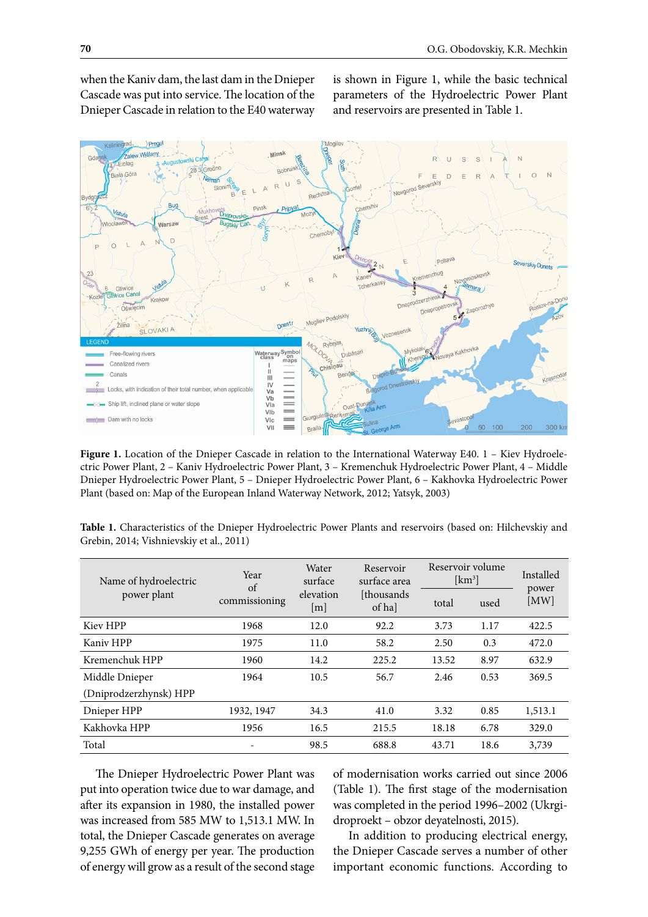when the Kaniv dam, the last dam in the Dnieper Cascade was put into service. The location of the Dnieper Cascade in relation to the E40 waterway is shown in Figure 1, while the basic technical parameters of the Hydroelectric Power Plant and reservoirs are presented in Table 1.

**Figure 1.** Location of the Dnieper Cascade in relation to the International Waterway E40. 1 – Kiev Hydroelectric Power Plant, 2 – Kaniv Hydroelectric Power Plant, 3 – Kremenchuk Hydroelectric Power Plant, 4 – Middle Dnieper Hydroelectric Power Plant, 5 – Dnieper Hydroelectric Power Plant, 6 – Kakhovka Hydroelectric Power Plant (based on: Map of the European Inland Waterway Network, 2012; Yatsyk, 2003)

**Table 1.** Characteristics of the Dnieper Hydroelectric Power Plants and reservoirs (based on: Hilchevskiy and Grebin, 2014; Vishnievskiy et al., 2011)

| Name of hydroelectric power plant | Year of commissioning | Water surface elevation [m] | Reservoir surface area [thousands of ha] | Reservoir volume [km³] | | Installed power [MW] |
|---|---|---|---|---|---|---|
| | | | | total | used | |
| Kiev HPP | 1968 | 12.0 | 92.2 | 3.73 | 1.17 | 422.5 |
| Kaniv HPP | 1975 | 11.0 | 58.2 | 2.50 | 0.3 | 472.0 |
| Kremenchuk HPP | 1960 | 14.2 | 225.2 | 13.52 | 8.97 | 632.9 |
| Middle Dnieper (Dniprodzerzhynsk) HPP | 1964 | 10.5 | 56.7 | 2.46 | 0.53 | 369.5 |
| Dnieper HPP | 1932, 1947 | 34.3 | 41.0 | 3.32 | 0.85 | 1,513.1 |
| Kakhovka HPP | 1956 | 16.5 | 215.5 | 18.18 | 6.78 | 329.0 |
| Total | - | 98.5 | 688.8 | 43.71 | 18.6 | 3,739 |

The Dnieper Hydroelectric Power Plant was put into operation twice due to war damage, and after its expansion in 1980, the installed power was increased from 585 MW to 1,513.1 MW. In total, the Dnieper Cascade generates on average 9,255 GWh of energy per year. The production of energy will grow as a result of the second stage of modernisation works carried out since 2006 (Table 1). The first stage of the modernisation was completed in the period 1996–2002 (Ukrgidroproekt – obzor deyatelnosti, 2015).

In addition to producing electrical energy, the Dnieper Cascade serves a number of other important economic functions. According to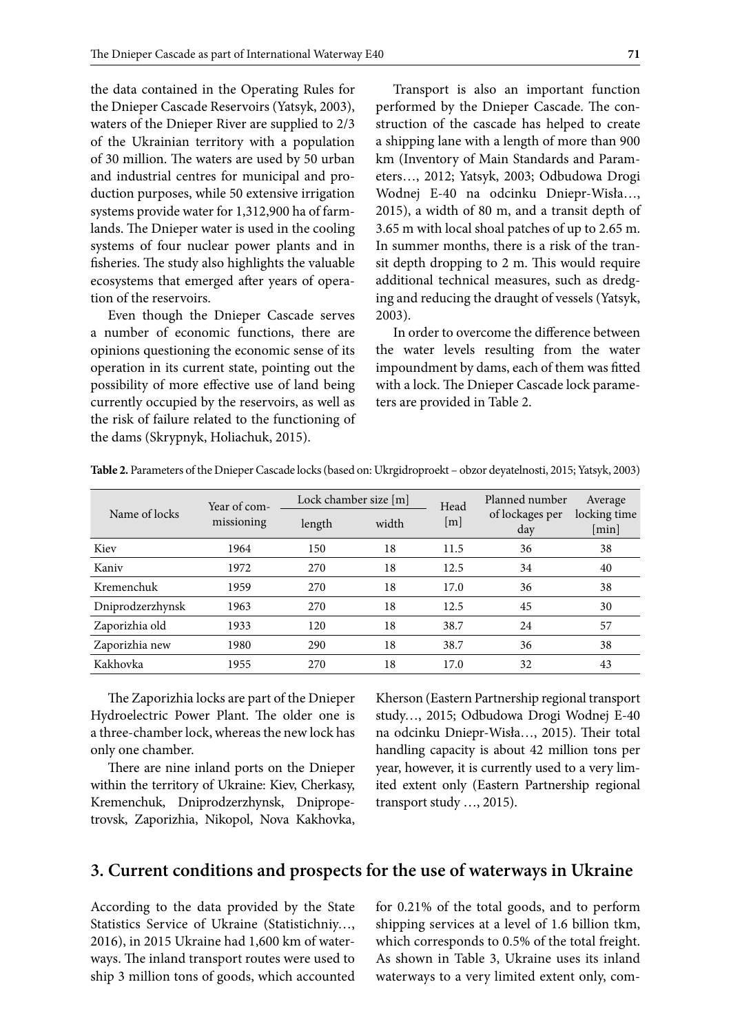the data contained in the Operating Rules for the Dnieper Cascade Reservoirs (Yatsyk, 2003), waters of the Dnieper River are supplied to 2/3 of the Ukrainian territory with a population of 30 million. The waters are used by 50 urban and industrial centres for municipal and production purposes, while 50 extensive irrigation systems provide water for 1,312,900 ha of farmlands. The Dnieper water is used in the cooling systems of four nuclear power plants and in fisheries. The study also highlights the valuable ecosystems that emerged after years of operation of the reservoirs.

Even though the Dnieper Cascade serves a number of economic functions, there are opinions questioning the economic sense of its operation in its current state, pointing out the possibility of more effective use of land being currently occupied by the reservoirs, as well as the risk of failure related to the functioning of the dams (Skrypnyk, Holiachuk, 2015).

Transport is also an important function performed by the Dnieper Cascade. The construction of the cascade has helped to create a shipping lane with a length of more than 900 km (Inventory of Main Standards and Parameters…, 2012; Yatsyk, 2003; Odbudowa Drogi Wodnej E-40 na odcinku Dniepr-Wisła…, 2015), a width of 80 m, and a transit depth of 3.65 m with local shoal patches of up to 2.65 m. In summer months, there is a risk of the transit depth dropping to 2 m. This would require additional technical measures, such as dredging and reducing the draught of vessels (Yatsyk, 2003).

In order to overcome the difference between the water levels resulting from the water impoundment by dams, each of them was fitted with a lock. The Dnieper Cascade lock parameters are provided in Table 2.

**Table 2.** Parameters of the Dnieper Cascade locks (based on: Ukrgidroproekt – obzor deyatelnosti, 2015; Yatsyk, 2003)

| Name of locks | Year of commissioning | Lock chamber size [m] | | Head [m] | Planned number of lockages per day | Average locking time [min] |
|---|---|---|---|---|---|---|
| | | length | width | | | |
| Kiev | 1964 | 150 | 18 | 11.5 | 36 | 38 |
| Kaniv | 1972 | 270 | 18 | 12.5 | 34 | 40 |
| Kremenchuk | 1959 | 270 | 18 | 17.0 | 36 | 38 |
| Dniprodzerzhynsk | 1963 | 270 | 18 | 12.5 | 45 | 30 |
| Zaporizhia old | 1933 | 120 | 18 | 38.7 | 24 | 57 |
| Zaporizhia new | 1980 | 290 | 18 | 38.7 | 36 | 38 |
| Kakhovka | 1955 | 270 | 18 | 17.0 | 32 | 43 |

The Zaporizhia locks are part of the Dnieper Hydroelectric Power Plant. The older one is a three-chamber lock, whereas the new lock has only one chamber.

There are nine inland ports on the Dnieper within the territory of Ukraine: Kiev, Cherkasy, Kremenchuk, Dniprodzerzhynsk, Dnipropetrovsk, Zaporizhia, Nikopol, Nova Kakhovka, Kherson (Eastern Partnership regional transport study…, 2015; Odbudowa Drogi Wodnej E-40 na odcinku Dniepr-Wisła…, 2015). Their total handling capacity is about 42 million tons per year, however, it is currently used to a very limited extent only (Eastern Partnership regional transport study …, 2015).

## 3. Current conditions and prospects for the use of waterways in Ukraine

According to the data provided by the State Statistics Service of Ukraine (Statistichniy…, 2016), in 2015 Ukraine had 1,600 km of waterways. The inland transport routes were used to ship 3 million tons of goods, which accounted for 0.21% of the total goods, and to perform shipping services at a level of 1.6 billion tkm, which corresponds to 0.5% of the total freight. As shown in Table 3, Ukraine uses its inland waterways to a very limited extent only, com-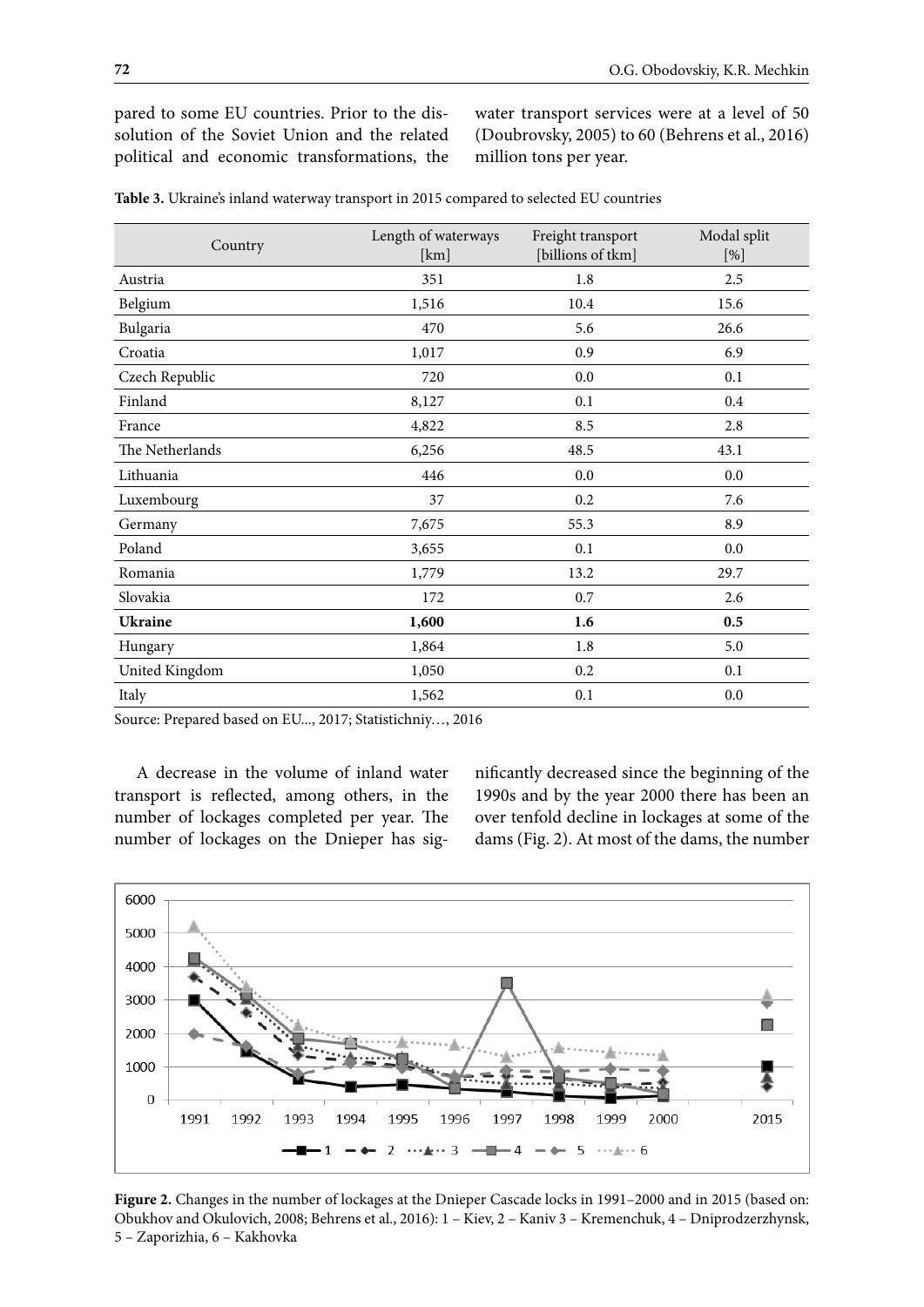pared to some EU countries. Prior to the dissolution of the Soviet Union and the related political and economic transformations, the water transport services were at a level of 50 (Doubrovsky, 2005) to 60 (Behrens et al., 2016) million tons per year.

**Table 3.** Ukraine's inland waterway transport in 2015 compared to selected EU countries

| Country | Length of waterways [km] | Freight transport [billions of tkm] | Modal split [%] |
|---|---|---|---|
| Austria | 351 | 1.8 | 2.5 |
| Belgium | 1,516 | 10.4 | 15.6 |
| Bulgaria | 470 | 5.6 | 26.6 |
| Croatia | 1,017 | 0.9 | 6.9 |
| Czech Republic | 720 | 0.0 | 0.1 |
| Finland | 8,127 | 0.1 | 0.4 |
| France | 4,822 | 8.5 | 2.8 |
| The Netherlands | 6,256 | 48.5 | 43.1 |
| Lithuania | 446 | 0.0 | 0.0 |
| Luxembourg | 37 | 0.2 | 7.6 |
| Germany | 7,675 | 55.3 | 8.9 |
| Poland | 3,655 | 0.1 | 0.0 |
| Romania | 1,779 | 13.2 | 29.7 |
| Slovakia | 172 | 0.7 | 2.6 |
| **Ukraine** | **1,600** | **1.6** | **0.5** |
| Hungary | 1,864 | 1.8 | 5.0 |
| United Kingdom | 1,050 | 0.2 | 0.1 |
| Italy | 1,562 | 0.1 | 0.0 |

Source: Prepared based on EU..., 2017; Statistichniy…, 2016

A decrease in the volume of inland water transport is reflected, among others, in the number of lockages completed per year. The number of lockages on the Dnieper has significantly decreased since the beginning of the 1990s and by the year 2000 there has been an over tenfold decline in lockages at some of the dams (Fig. 2). At most of the dams, the number

**Figure 2.** Changes in the number of lockages at the Dnieper Cascade locks in 1991–2000 and in 2015 (based on: Obukhov and Okulovich, 2008; Behrens et al., 2016): 1 – Kiev, 2 – Kaniv 3 – Kremenchuk, 4 – Dniprodzerzhynsk, 5 – Zaporizhia, 6 – Kakhovka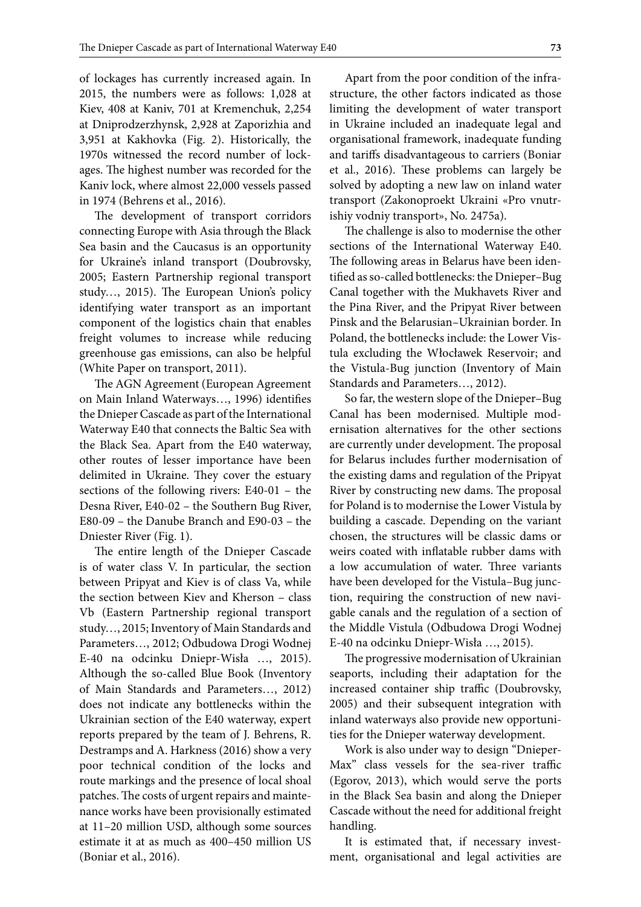of lockages has currently increased again. In 2015, the numbers were as follows: 1,028 at Kiev, 408 at Kaniv, 701 at Kremenchuk, 2,254 at Dniprodzerzhynsk, 2,928 at Zaporizhia and 3,951 at Kakhovka (Fig. 2). Historically, the 1970s witnessed the record number of lockages. The highest number was recorded for the Kaniv lock, where almost 22,000 vessels passed in 1974 (Behrens et al., 2016).

The development of transport corridors connecting Europe with Asia through the Black Sea basin and the Caucasus is an opportunity for Ukraine's inland transport (Doubrovsky, 2005; Eastern Partnership regional transport study…, 2015). The European Union's policy identifying water transport as an important component of the logistics chain that enables freight volumes to increase while reducing greenhouse gas emissions, can also be helpful (White Paper on transport, 2011).

The AGN Agreement (European Agreement on Main Inland Waterways…, 1996) identifies the Dnieper Cascade as part of the International Waterway E40 that connects the Baltic Sea with the Black Sea. Apart from the E40 waterway, other routes of lesser importance have been delimited in Ukraine. They cover the estuary sections of the following rivers: E40-01 – the Desna River, E40-02 – the Southern Bug River, E80-09 – the Danube Branch and E90-03 – the Dniester River (Fig. 1).

The entire length of the Dnieper Cascade is of water class V. In particular, the section between Pripyat and Kiev is of class Va, while the section between Kiev and Kherson – class Vb (Eastern Partnership regional transport study…, 2015; Inventory of Main Standards and Parameters…, 2012; Odbudowa Drogi Wodnej E-40 na odcinku Dniepr-Wisła …, 2015). Although the so-called Blue Book (Inventory of Main Standards and Parameters…, 2012) does not indicate any bottlenecks within the Ukrainian section of the E40 waterway, expert reports prepared by the team of J. Behrens, R. Destramps and A. Harkness (2016) show a very poor technical condition of the locks and route markings and the presence of local shoal patches. The costs of urgent repairs and maintenance works have been provisionally estimated at 11–20 million USD, although some sources estimate it at as much as 400–450 million US (Boniar et al., 2016).

Apart from the poor condition of the infrastructure, the other factors indicated as those limiting the development of water transport in Ukraine included an inadequate legal and organisational framework, inadequate funding and tariffs disadvantageous to carriers (Boniar et al., 2016). These problems can largely be solved by adopting a new law on inland water transport (Zakonoproekt Ukraini «Pro vnutrishiy vodniy transport», No. 2475a).

The challenge is also to modernise the other sections of the International Waterway E40. The following areas in Belarus have been identified as so-called bottlenecks: the Dnieper–Bug Canal together with the Mukhavets River and the Pina River, and the Pripyat River between Pinsk and the Belarusian–Ukrainian border. In Poland, the bottlenecks include: the Lower Vistula excluding the Włocławek Reservoir; and the Vistula-Bug junction (Inventory of Main Standards and Parameters…, 2012).

So far, the western slope of the Dnieper–Bug Canal has been modernised. Multiple modernisation alternatives for the other sections are currently under development. The proposal for Belarus includes further modernisation of the existing dams and regulation of the Pripyat River by constructing new dams. The proposal for Poland is to modernise the Lower Vistula by building a cascade. Depending on the variant chosen, the structures will be classic dams or weirs coated with inflatable rubber dams with a low accumulation of water. Three variants have been developed for the Vistula–Bug junction, requiring the construction of new navigable canals and the regulation of a section of the Middle Vistula (Odbudowa Drogi Wodnej E-40 na odcinku Dniepr-Wisła …, 2015).

The progressive modernisation of Ukrainian seaports, including their adaptation for the increased container ship traffic (Doubrovsky, 2005) and their subsequent integration with inland waterways also provide new opportunities for the Dnieper waterway development.

Work is also under way to design "Dnieper-Max" class vessels for the sea-river traffic (Egorov, 2013), which would serve the ports in the Black Sea basin and along the Dnieper Cascade without the need for additional freight handling.

It is estimated that, if necessary investment, organisational and legal activities are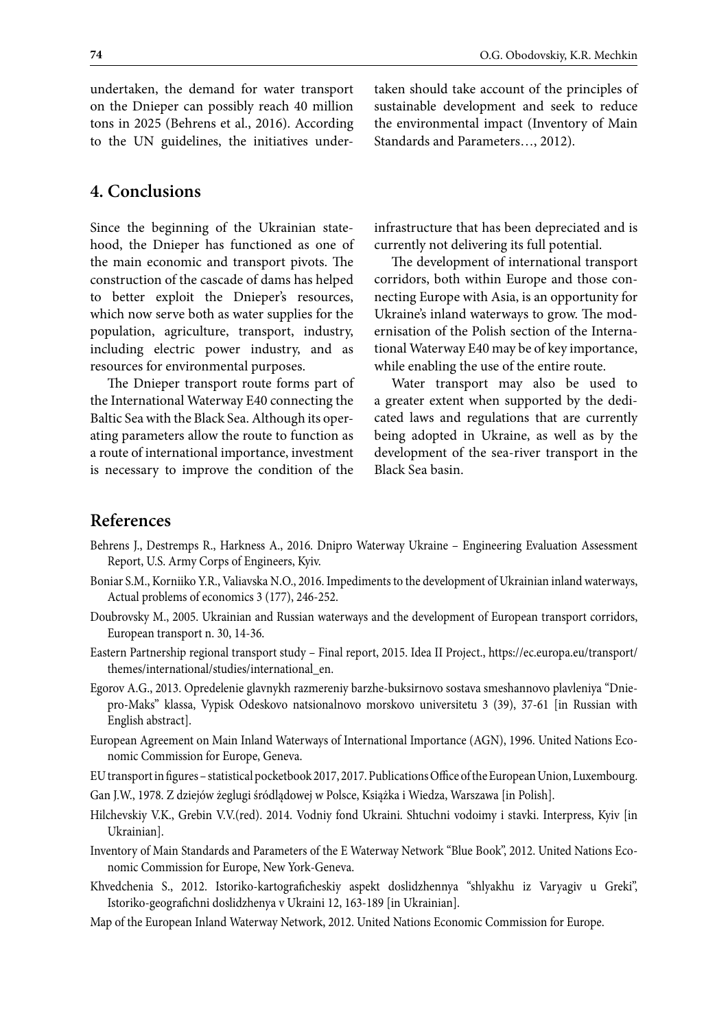undertaken, the demand for water transport on the Dnieper can possibly reach 40 million tons in 2025 (Behrens et al., 2016). According to the UN guidelines, the initiatives undertaken should take account of the principles of sustainable development and seek to reduce the environmental impact (Inventory of Main Standards and Parameters…, 2012).

## 4. Conclusions

Since the beginning of the Ukrainian statehood, the Dnieper has functioned as one of the main economic and transport pivots. The construction of the cascade of dams has helped to better exploit the Dnieper's resources, which now serve both as water supplies for the population, agriculture, transport, industry, including electric power industry, and as resources for environmental purposes.

The Dnieper transport route forms part of the International Waterway E40 connecting the Baltic Sea with the Black Sea. Although its operating parameters allow the route to function as a route of international importance, investment is necessary to improve the condition of the infrastructure that has been depreciated and is currently not delivering its full potential.

The development of international transport corridors, both within Europe and those connecting Europe with Asia, is an opportunity for Ukraine's inland waterways to grow. The modernisation of the Polish section of the International Waterway E40 may be of key importance, while enabling the use of the entire route.

Water transport may also be used to a greater extent when supported by the dedicated laws and regulations that are currently being adopted in Ukraine, as well as by the development of the sea-river transport in the Black Sea basin.

## References

Behrens J., Destremps R., Harkness A., 2016. Dnipro Waterway Ukraine – Engineering Evaluation Assessment Report, U.S. Army Corps of Engineers, Kyiv.

Boniar S.M., Korniiko Y.R., Valiavska N.O., 2016. Impediments to the development of Ukrainian inland waterways, Actual problems of economics 3 (177), 246-252.

Doubrovsky M., 2005. Ukrainian and Russian waterways and the development of European transport corridors, European transport n. 30, 14-36.

Eastern Partnership regional transport study – Final report, 2015. Idea II Project., https://ec.europa.eu/transport/themes/international/studies/international_en.

Egorov A.G., 2013. Opredelenie glavnykh razmereniy barzhe-buksirnovo sostava smeshannovo plavleniya "Dniepro-Maks" klassa, Vypisk Odeskovo natsionalnovo morskovo universitetu 3 (39), 37-61 [in Russian with English abstract].

European Agreement on Main Inland Waterways of International Importance (AGN), 1996. United Nations Economic Commission for Europe, Geneva.

EU transport in figures – statistical pocketbook 2017, 2017. Publications Office of the European Union, Luxembourg.

Gan J.W., 1978. Z dziejów żeglugi śródlądowej w Polsce, Książka i Wiedza, Warszawa [in Polish].

Hilchevskiy V.K., Grebin V.V.(red). 2014. Vodniy fond Ukraini. Shtuchni vodoimy i stavki. Interpress, Kyiv [in Ukrainian].

Inventory of Main Standards and Parameters of the E Waterway Network "Blue Book", 2012. United Nations Economic Commission for Europe, New York-Geneva.

Khvedchenia S., 2012. Istoriko-kartograficheskiy aspekt doslidzhennya "shlyakhu iz Varyagiv u Greki", Istoriko-geografichni doslidzhenya v Ukraini 12, 163-189 [in Ukrainian].

Map of the European Inland Waterway Network, 2012. United Nations Economic Commission for Europe.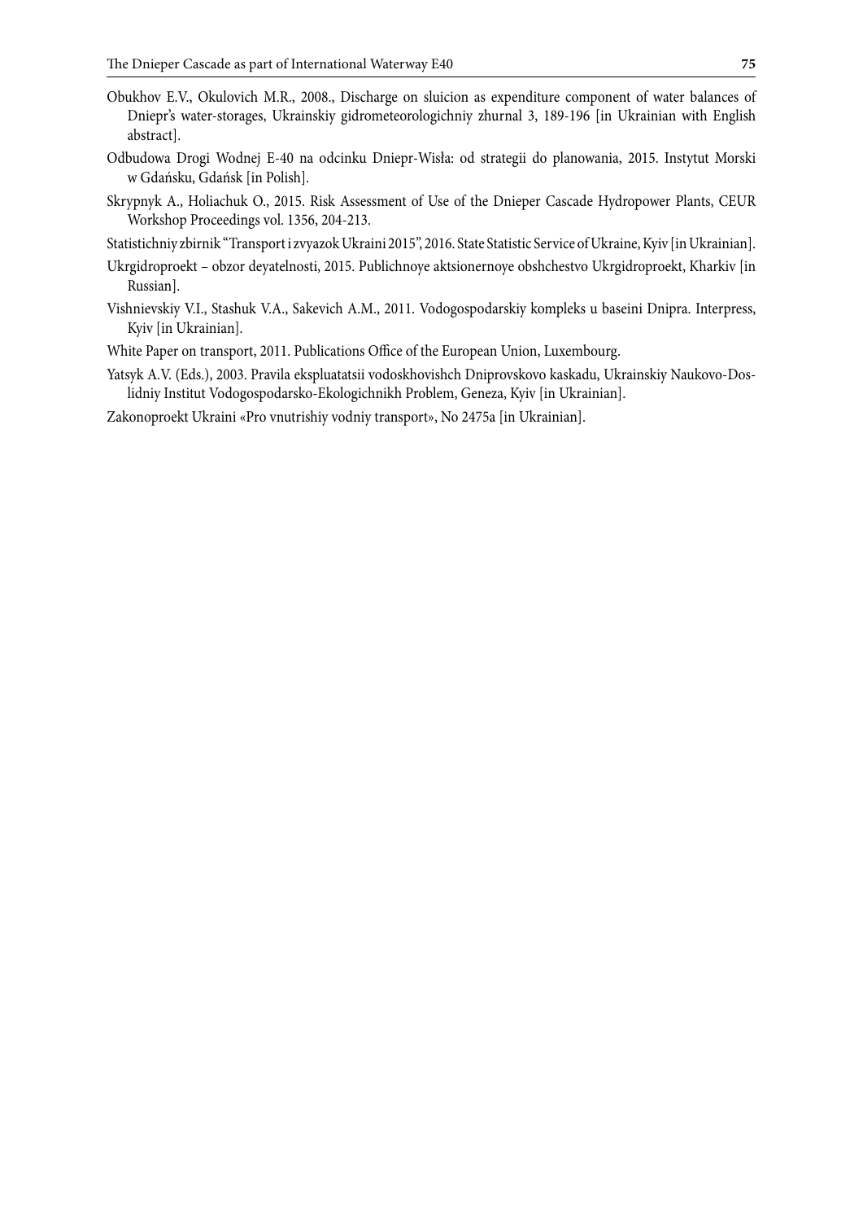Obukhov E.V., Okulovich M.R., 2008., Discharge on sluicion as expenditure component of water balances of Dniepr's water-storages, Ukrainskiy gidrometeorologichniy zhurnal 3, 189-196 [in Ukrainian with English abstract].

Odbudowa Drogi Wodnej E-40 na odcinku Dniepr-Wisła: od strategii do planowania, 2015. Instytut Morski w Gdańsku, Gdańsk [in Polish].

Skrypnyk A., Holiachuk O., 2015. Risk Assessment of Use of the Dnieper Cascade Hydropower Plants, CEUR Workshop Proceedings vol. 1356, 204-213.

Statistichniy zbirnik "Transport i zvyazok Ukraini 2015", 2016. State Statistic Service of Ukraine, Kyiv [in Ukrainian].

Ukrgidroproekt – obzor deyatelnosti, 2015. Publichnoye aktsionernoye obshchestvo Ukrgidroproekt, Kharkiv [in Russian].

Vishnievskiy V.I., Stashuk V.A., Sakevich A.M., 2011. Vodogospodarskiy kompleks u baseini Dnipra. Interpress, Kyiv [in Ukrainian].

White Paper on transport, 2011. Publications Office of the European Union, Luxembourg.

Yatsyk A.V. (Eds.), 2003. Pravila ekspluatatsii vodoskhovishch Dniprovskovo kaskadu, Ukrainskiy Naukovo-Doslidniy Institut Vodogospodarsko-Ekologichnikh Problem, Geneza, Kyiv [in Ukrainian].

Zakonoproekt Ukraini «Pro vnutrishiy vodniy transport», No 2475a [in Ukrainian].